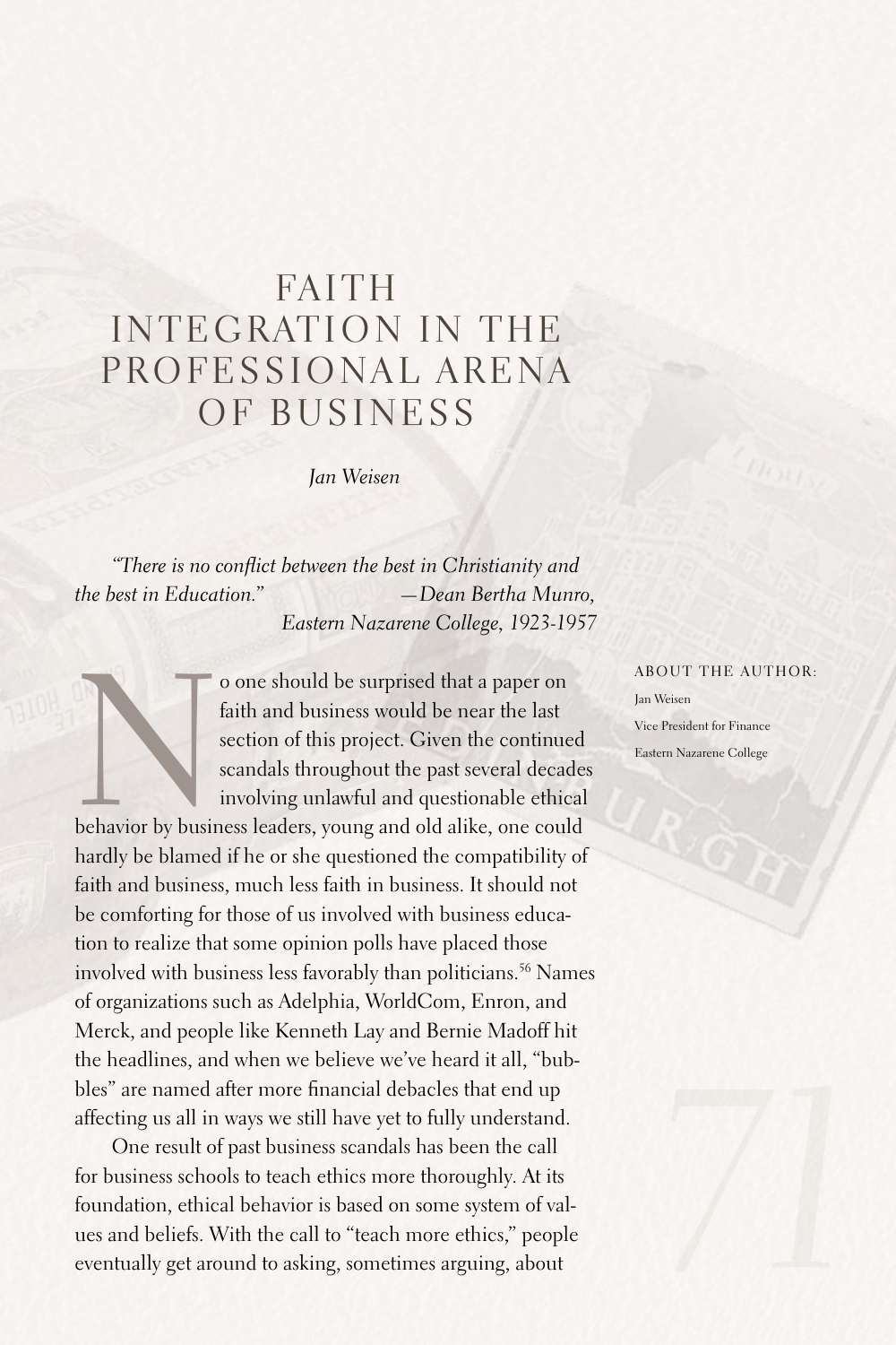# FAITH INTEGRATION IN THE PROFESSIONAL ARENA OF BUSINESS

*Jan Weisen*

*"There is no conflict between the best in Christianity and the best in Education."* —*Dean Bertha Munro, Eastern Nazarene College, 1923-1957*

ABOUT THE AUTHOR:
Jan Weisen
Vice President for Finance
Eastern Nazarene College

No one should be surprised that a paper on faith and business would be near the last section of this project. Given the continued scandals throughout the past several decades involving unlawful and questionable ethical behavior by business leaders, young and old alike, one could hardly be blamed if he or she questioned the compatibility of faith and business, much less faith in business. It should not be comforting for those of us involved with business education to realize that some opinion polls have placed those involved with business less favorably than politicians.[56] Names of organizations such as Adelphia, WorldCom, Enron, and Merck, and people like Kenneth Lay and Bernie Madoff hit the headlines, and when we believe we've heard it all, "bubbles" are named after more financial debacles that end up affecting us all in ways we still have yet to fully understand.

One result of past business scandals has been the call for business schools to teach ethics more thoroughly. At its foundation, ethical behavior is based on some system of values and beliefs. With the call to "teach more ethics," people eventually get around to asking, sometimes arguing, about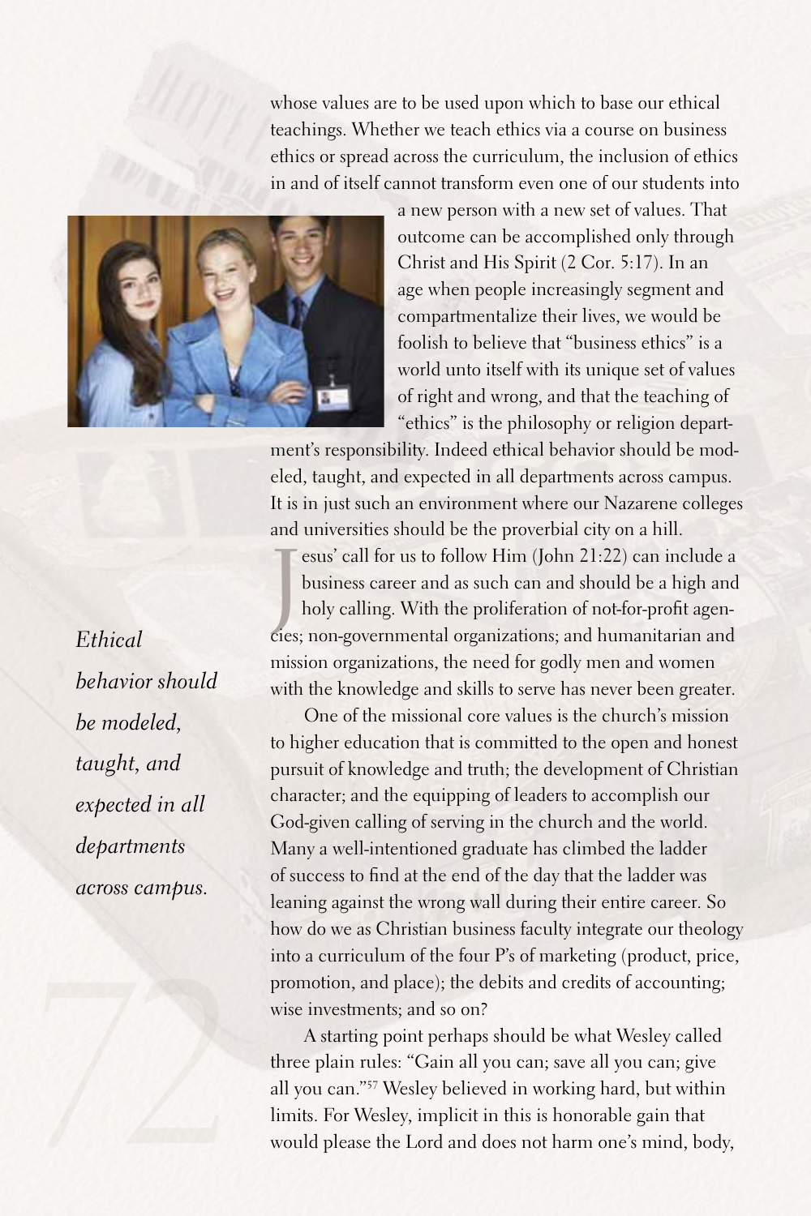whose values are to be used upon which to base our ethical teachings. Whether we teach ethics via a course on business ethics or spread across the curriculum, the inclusion of ethics in and of itself cannot transform even one of our students into a new person with a new set of values. That outcome can be accomplished only through Christ and His Spirit (2 Cor. 5:17). In an age when people increasingly segment and compartmentalize their lives, we would be foolish to believe that "business ethics" is a world unto itself with its unique set of values of right and wrong, and that the teaching of "ethics" is the philosophy or religion department's responsibility. Indeed ethical behavior should be modeled, taught, and expected in all departments across campus. It is in just such an environment where our Nazarene colleges and universities should be the proverbial city on a hill.

*Ethical behavior should be modeled, taught, and expected in all departments across campus.*

Jesus' call for us to follow Him (John 21:22) can include a business career and as such can and should be a high and holy calling. With the proliferation of not-for-profit agencies; non-governmental organizations; and humanitarian and mission organizations, the need for godly men and women with the knowledge and skills to serve has never been greater.

One of the missional core values is the church's mission to higher education that is committed to the open and honest pursuit of knowledge and truth; the development of Christian character; and the equipping of leaders to accomplish our God-given calling of serving in the church and the world. Many a well-intentioned graduate has climbed the ladder of success to find at the end of the day that the ladder was leaning against the wrong wall during their entire career. So how do we as Christian business faculty integrate our theology into a curriculum of the four P's of marketing (product, price, promotion, and place); the debits and credits of accounting; wise investments; and so on?

A starting point perhaps should be what Wesley called three plain rules: "Gain all you can; save all you can; give all you can."[57] Wesley believed in working hard, but within limits. For Wesley, implicit in this is honorable gain that would please the Lord and does not harm one's mind, body,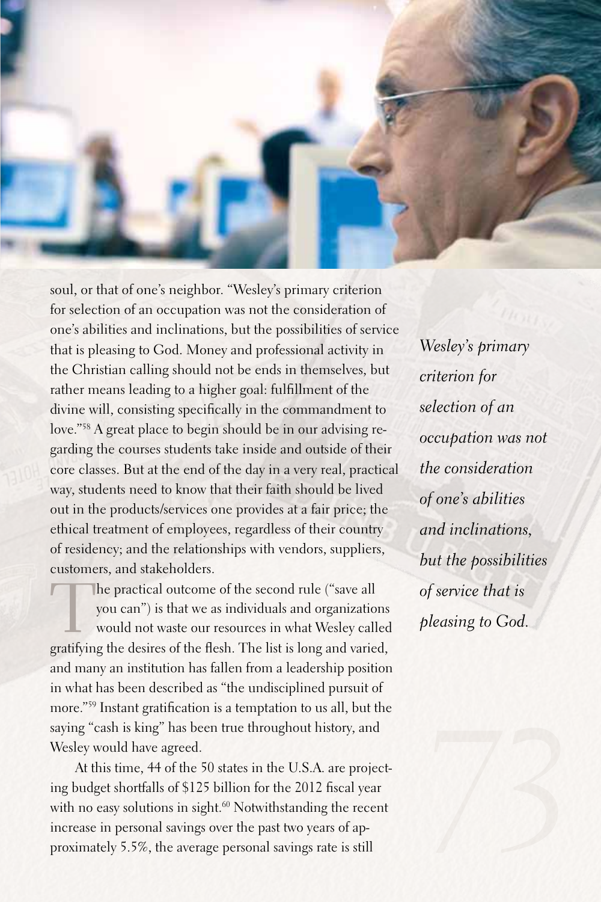soul, or that of one's neighbor. "Wesley's primary criterion for selection of an occupation was not the consideration of one's abilities and inclinations, but the possibilities of service that is pleasing to God. Money and professional activity in the Christian calling should not be ends in themselves, but rather means leading to a higher goal: fulfillment of the divine will, consisting specifically in the commandment to love."[58] A great place to begin should be in our advising regarding the courses students take inside and outside of their core classes. But at the end of the day in a very real, practical way, students need to know that their faith should be lived out in the products/services one provides at a fair price; the ethical treatment of employees, regardless of their country of residency; and the relationships with vendors, suppliers, customers, and stakeholders.

*Wesley's primary criterion for selection of an occupation was not the consideration of one's abilities and inclinations, but the possibilities of service that is pleasing to God.*

The practical outcome of the second rule ("save all you can") is that we as individuals and organizations would not waste our resources in what Wesley called gratifying the desires of the flesh. The list is long and varied, and many an institution has fallen from a leadership position in what has been described as "the undisciplined pursuit of more."[59] Instant gratification is a temptation to us all, but the saying "cash is king" has been true throughout history, and Wesley would have agreed.

At this time, 44 of the 50 states in the U.S.A. are projecting budget shortfalls of $125 billion for the 2012 fiscal year with no easy solutions in sight.[60] Notwithstanding the recent increase in personal savings over the past two years of approximately 5.5%, the average personal savings rate is still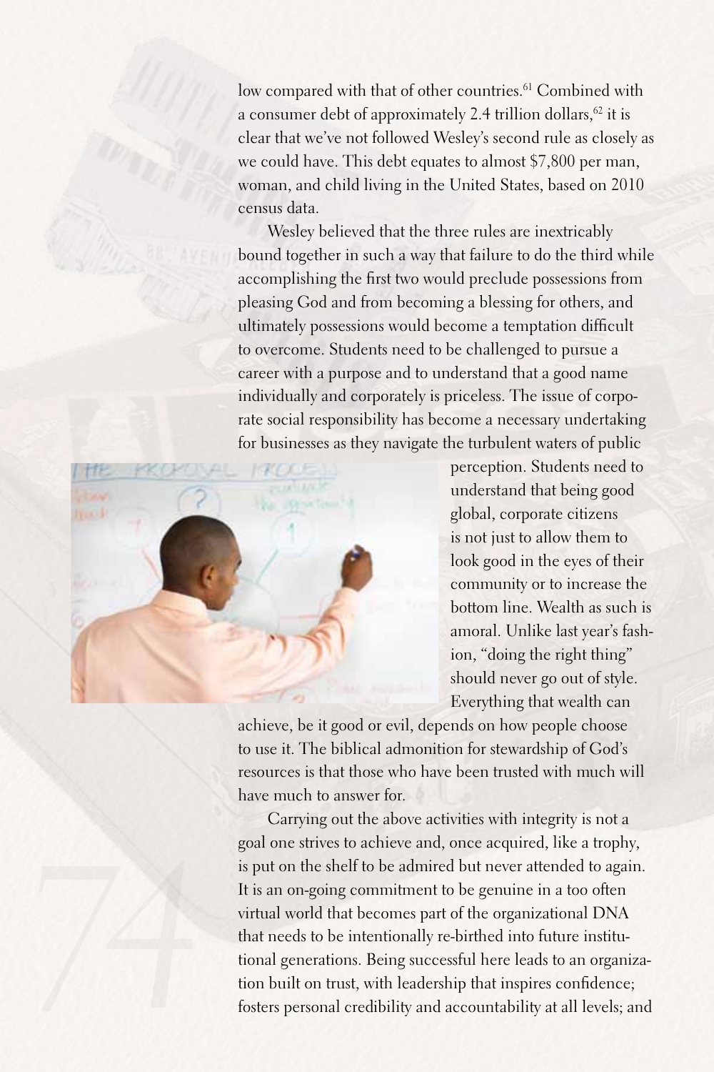low compared with that of other countries.[61] Combined with a consumer debt of approximately 2.4 trillion dollars,[62] it is clear that we've not followed Wesley's second rule as closely as we could have. This debt equates to almost $7,800 per man, woman, and child living in the United States, based on 2010 census data.

Wesley believed that the three rules are inextricably bound together in such a way that failure to do the third while accomplishing the first two would preclude possessions from pleasing God and from becoming a blessing for others, and ultimately possessions would become a temptation difficult to overcome. Students need to be challenged to pursue a career with a purpose and to understand that a good name individually and corporately is priceless. The issue of corporate social responsibility has become a necessary undertaking for businesses as they navigate the turbulent waters of public perception. Students need to understand that being good global, corporate citizens is not just to allow them to look good in the eyes of their community or to increase the bottom line. Wealth as such is amoral. Unlike last year's fashion, "doing the right thing" should never go out of style. Everything that wealth can achieve, be it good or evil, depends on how people choose to use it. The biblical admonition for stewardship of God's resources is that those who have been trusted with much will have much to answer for.

Carrying out the above activities with integrity is not a goal one strives to achieve and, once acquired, like a trophy, is put on the shelf to be admired but never attended to again. It is an on-going commitment to be genuine in a too often virtual world that becomes part of the organizational DNA that needs to be intentionally re-birthed into future institutional generations. Being successful here leads to an organization built on trust, with leadership that inspires confidence; fosters personal credibility and accountability at all levels; and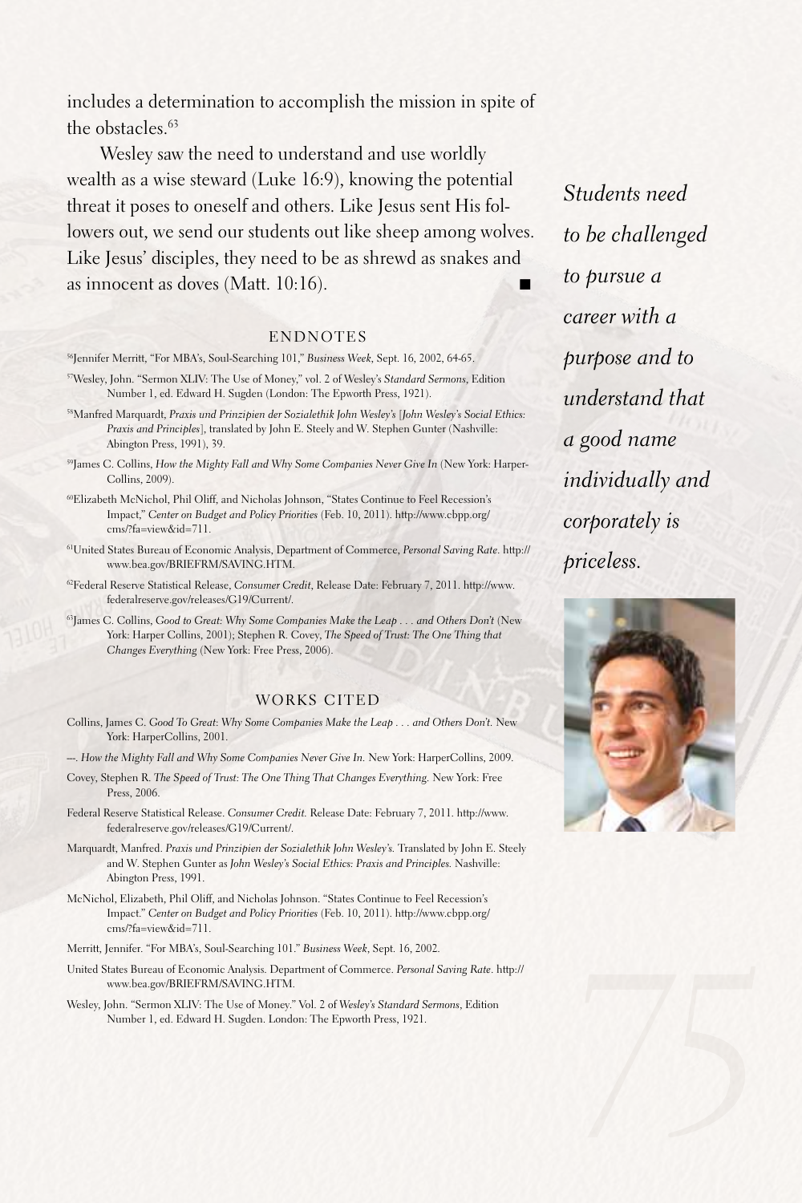includes a determination to accomplish the mission in spite of the obstacles.[63]

Wesley saw the need to understand and use worldly wealth as a wise steward (Luke 16:9), knowing the potential threat it poses to oneself and others. Like Jesus sent His followers out, we send our students out like sheep among wolves. Like Jesus' disciples, they need to be as shrewd as snakes and as innocent as doves (Matt. 10:16). ■

*Students need to be challenged to pursue a career with a purpose and to understand that a good name individually and corporately is priceless.*

## ENDNOTES

[56]Jennifer Merritt, "For MBA's, Soul-Searching 101," *Business Week*, Sept. 16, 2002, 64-65.

[57]Wesley, John. "Sermon XLIV: The Use of Money," vol. 2 of Wesley's *Standard Sermons*, Edition Number 1, ed. Edward H. Sugden (London: The Epworth Press, 1921).

[58]Manfred Marquardt, *Praxis und Prinzipien der Sozialethik John Wesley's* [*John Wesley's Social Ethics: Praxis and Principles*], translated by John E. Steely and W. Stephen Gunter (Nashville: Abington Press, 1991), 39.

[59]James C. Collins, *How the Mighty Fall and Why Some Companies Never Give In* (New York: Harper-Collins, 2009).

[60]Elizabeth McNichol, Phil Oliff, and Nicholas Johnson, "States Continue to Feel Recession's Impact," *Center on Budget and Policy Priorities* (Feb. 10, 2011). http://www.cbpp.org/cms/?fa=view&id=711.

[61]United States Bureau of Economic Analysis, Department of Commerce, *Personal Saving Rate*. http://www.bea.gov/BRIEFRM/SAVING.HTM.

[62]Federal Reserve Statistical Release, *Consumer Credit*, Release Date: February 7, 2011. http://www.federalreserve.gov/releases/G19/Current/.

[63]James C. Collins, *Good to Great: Why Some Companies Make the Leap . . . and Others Don't* (New York: Harper Collins, 2001); Stephen R. Covey, *The Speed of Trust: The One Thing that Changes Everything* (New York: Free Press, 2006).

## WORKS CITED

Collins, James C. *Good To Great: Why Some Companies Make the Leap . . . and Others Don't.* New York: HarperCollins, 2001.

—. *How the Mighty Fall and Why Some Companies Never Give In.* New York: HarperCollins, 2009.

Covey, Stephen R. *The Speed of Trust: The One Thing That Changes Everything.* New York: Free Press, 2006.

Federal Reserve Statistical Release. *Consumer Credit.* Release Date: February 7, 2011. http://www.federalreserve.gov/releases/G19/Current/.

Marquardt, Manfred. *Praxis und Prinzipien der Sozialethik John Wesley's.* Translated by John E. Steely and W. Stephen Gunter as *John Wesley's Social Ethics: Praxis and Principles.* Nashville: Abington Press, 1991.

McNichol, Elizabeth, Phil Oliff, and Nicholas Johnson. "States Continue to Feel Recession's Impact." *Center on Budget and Policy Priorities* (Feb. 10, 2011). http://www.cbpp.org/cms/?fa=view&id=711.

Merritt, Jennifer. "For MBA's, Soul-Searching 101." *Business Week*, Sept. 16, 2002.

United States Bureau of Economic Analysis. Department of Commerce. *Personal Saving Rate*. http://www.bea.gov/BRIEFRM/SAVING.HTM.

Wesley, John. "Sermon XLIV: The Use of Money." Vol. 2 of *Wesley's Standard Sermons*, Edition Number 1, ed. Edward H. Sugden. London: The Epworth Press, 1921.